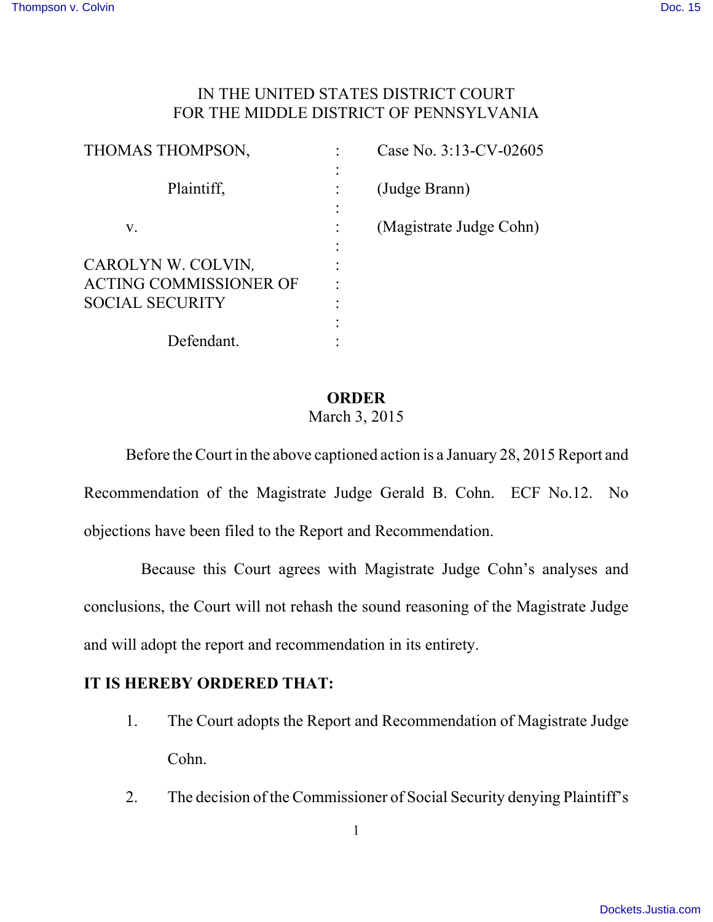IN THE UNITED STATES DISTRICT COURT
FOR THE MIDDLE DISTRICT OF PENNSYLVANIA

| | | |
|---|---|---|
| THOMAS THOMPSON, | : | Case No. 3:13-CV-02605 |
| Plaintiff, | : | (Judge Brann) |
| v. | : | (Magistrate Judge Cohn) |
| CAROLYN W. COLVIN, ACTING COMMISSIONER OF SOCIAL SECURITY | : | |
| Defendant. | : | |

**ORDER**
March 3, 2015

Before the Court in the above captioned action is a January 28, 2015 Report and Recommendation of the Magistrate Judge Gerald B. Cohn. ECF No.12. No objections have been filed to the Report and Recommendation.

Because this Court agrees with Magistrate Judge Cohn's analyses and conclusions, the Court will not rehash the sound reasoning of the Magistrate Judge and will adopt the report and recommendation in its entirety.

**IT IS HEREBY ORDERED THAT:**

1. The Court adopts the Report and Recommendation of Magistrate Judge Cohn.

2. The decision of the Commissioner of Social Security denying Plaintiff's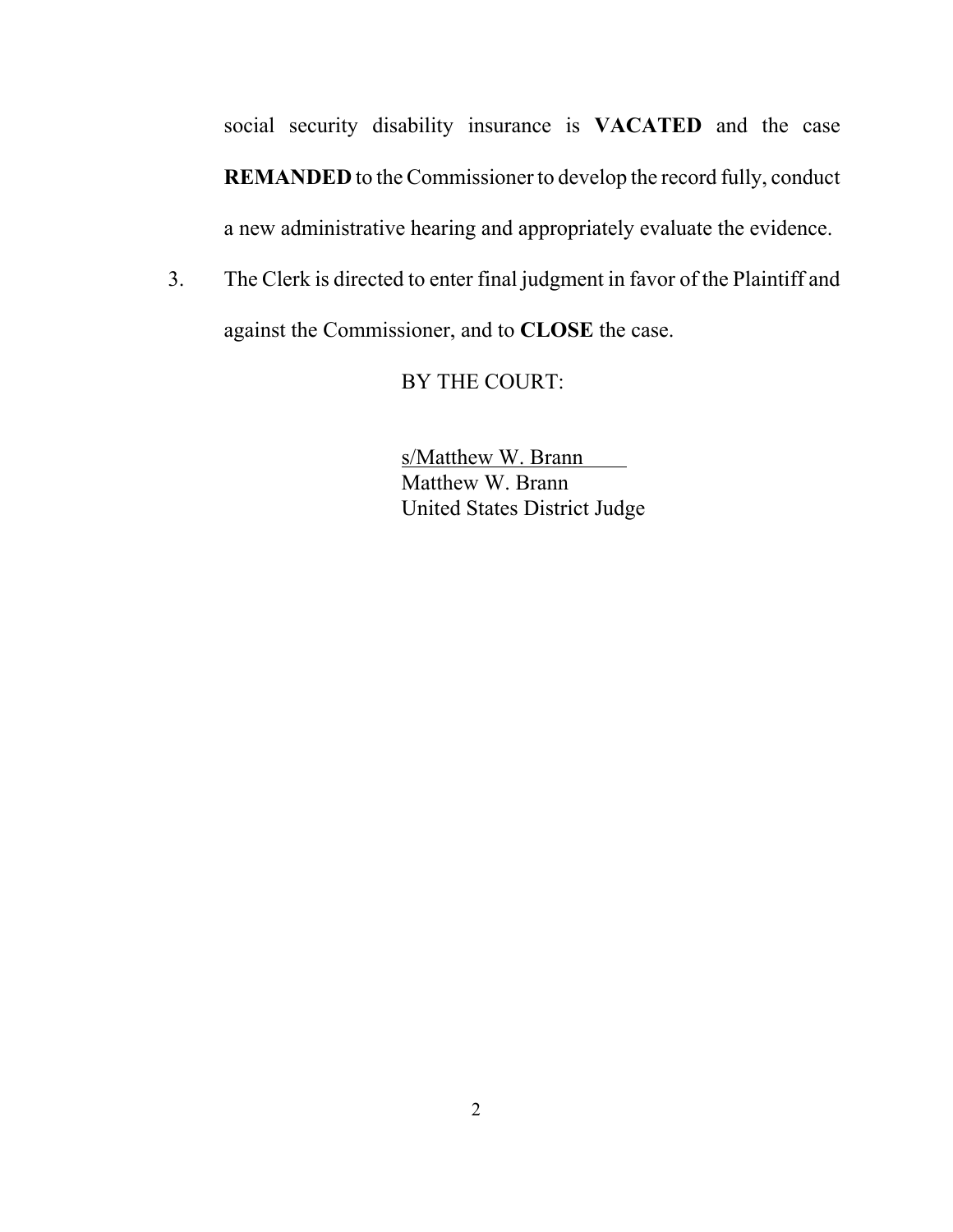social security disability insurance is **VACATED** and the case **REMANDED** to the Commissioner to develop the record fully, conduct a new administrative hearing and appropriately evaluate the evidence.

3. The Clerk is directed to enter final judgment in favor of the Plaintiff and against the Commissioner, and to **CLOSE** the case.

BY THE COURT:

s/Matthew W. Brann
Matthew W. Brann
United States District Judge